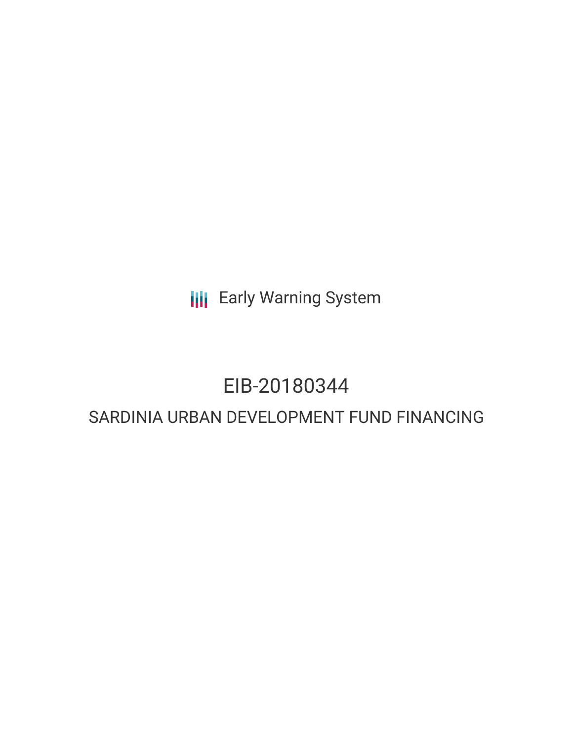Early Warning System

# EIB-20180344

## SARDINIA URBAN DEVELOPMENT FUND FINANCING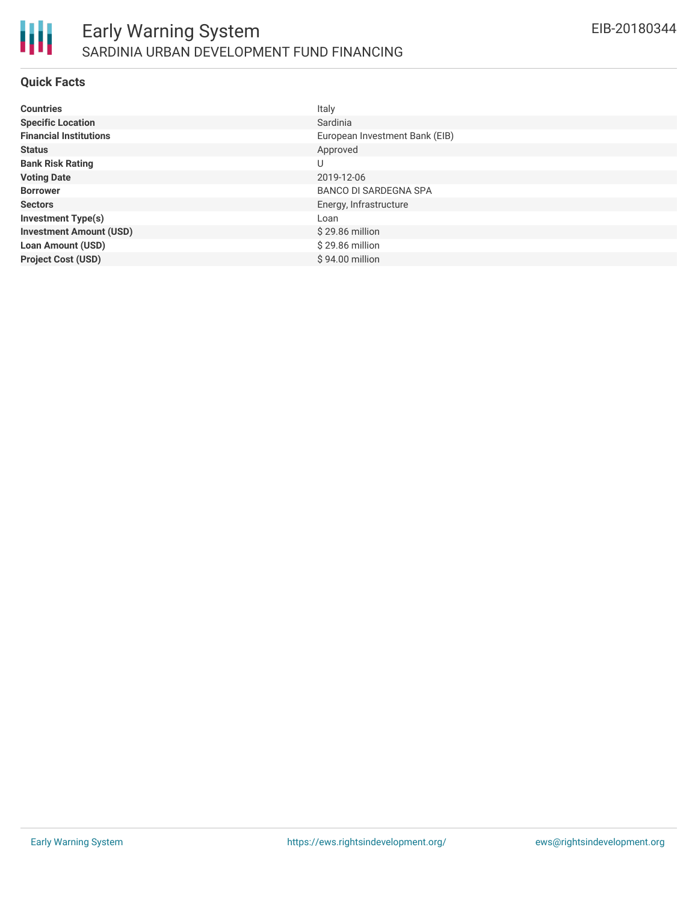## Quick Facts

| | |
|---|---|
| **Countries** | Italy |
| **Specific Location** | Sardinia |
| **Financial Institutions** | European Investment Bank (EIB) |
| **Status** | Approved |
| **Bank Risk Rating** | U |
| **Voting Date** | 2019-12-06 |
| **Borrower** | BANCO DI SARDEGNA SPA |
| **Sectors** | Energy, Infrastructure |
| **Investment Type(s)** | Loan |
| **Investment Amount (USD)** | $ 29.86 million |
| **Loan Amount (USD)** | $ 29.86 million |
| **Project Cost (USD)** | $ 94.00 million |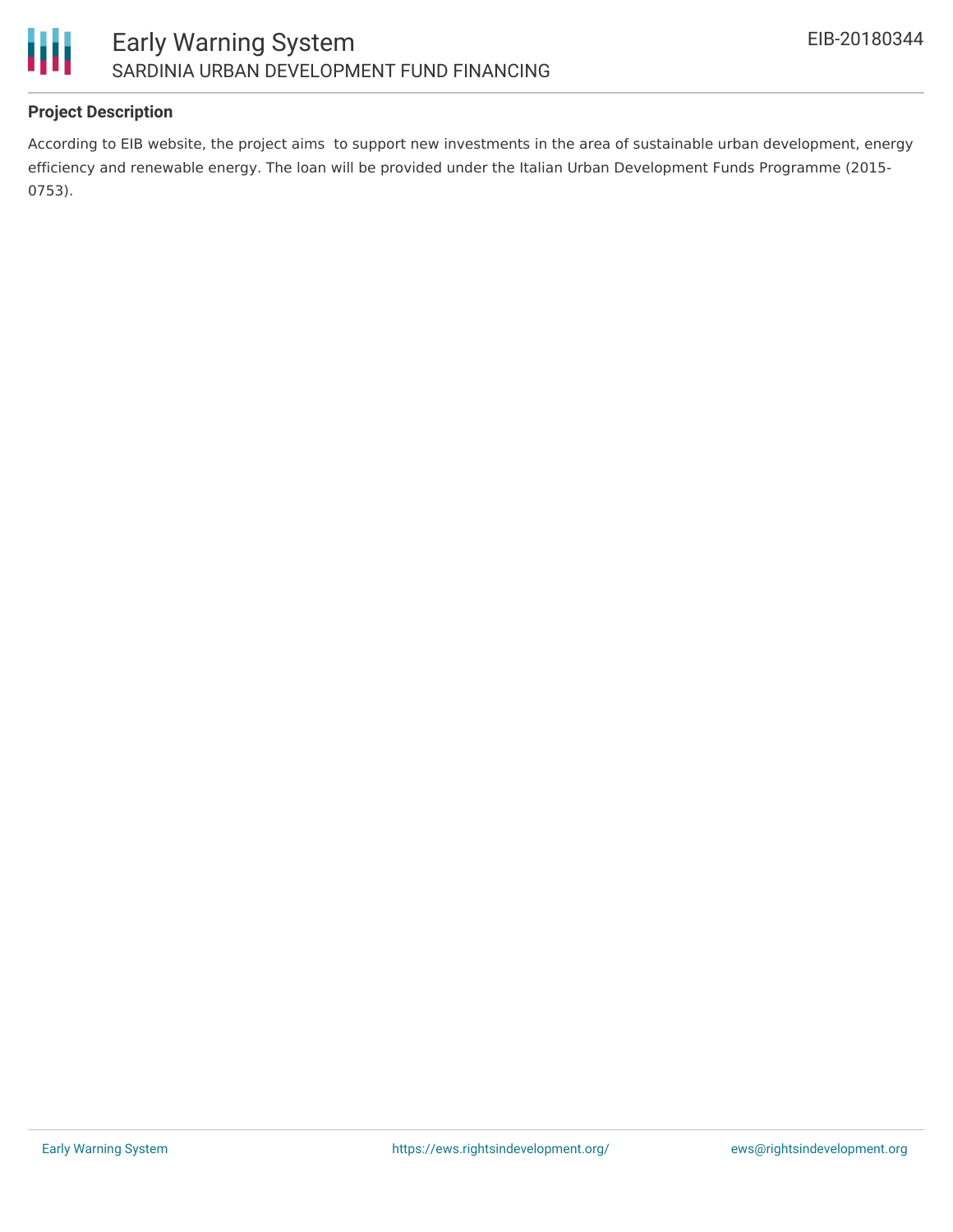## Project Description

According to EIB website, the project aims to support new investments in the area of sustainable urban development, energy efficiency and renewable energy. The loan will be provided under the Italian Urban Development Funds Programme (2015-0753).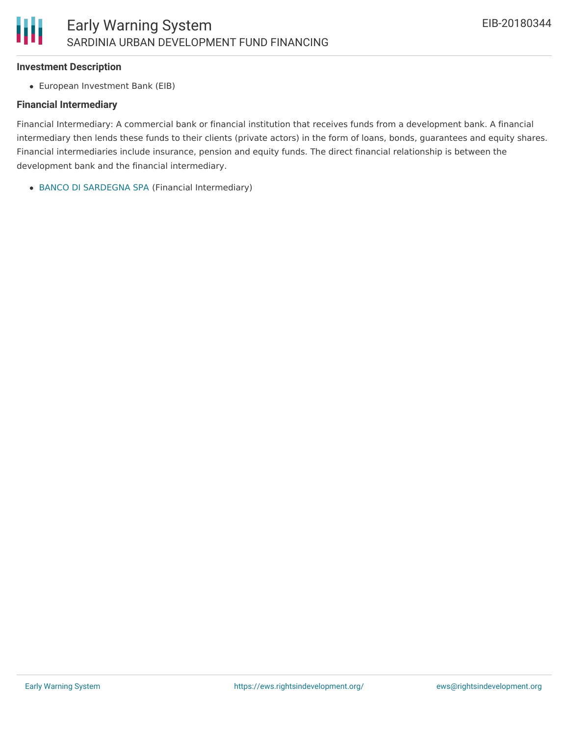### Investment Description

- European Investment Bank (EIB)

### Financial Intermediary

Financial Intermediary: A commercial bank or financial institution that receives funds from a development bank. A financial intermediary then lends these funds to their clients (private actors) in the form of loans, bonds, guarantees and equity shares. Financial intermediaries include insurance, pension and equity funds. The direct financial relationship is between the development bank and the financial intermediary.

- BANCO DI SARDEGNA SPA (Financial Intermediary)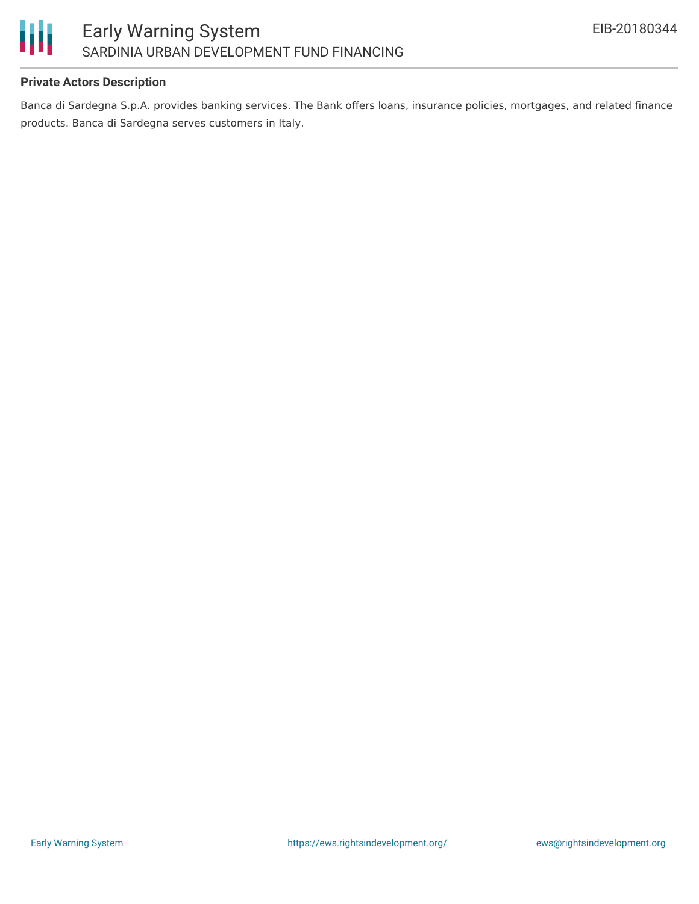**Private Actors Description**

Banca di Sardegna S.p.A. provides banking services. The Bank offers loans, insurance policies, mortgages, and related finance products. Banca di Sardegna serves customers in Italy.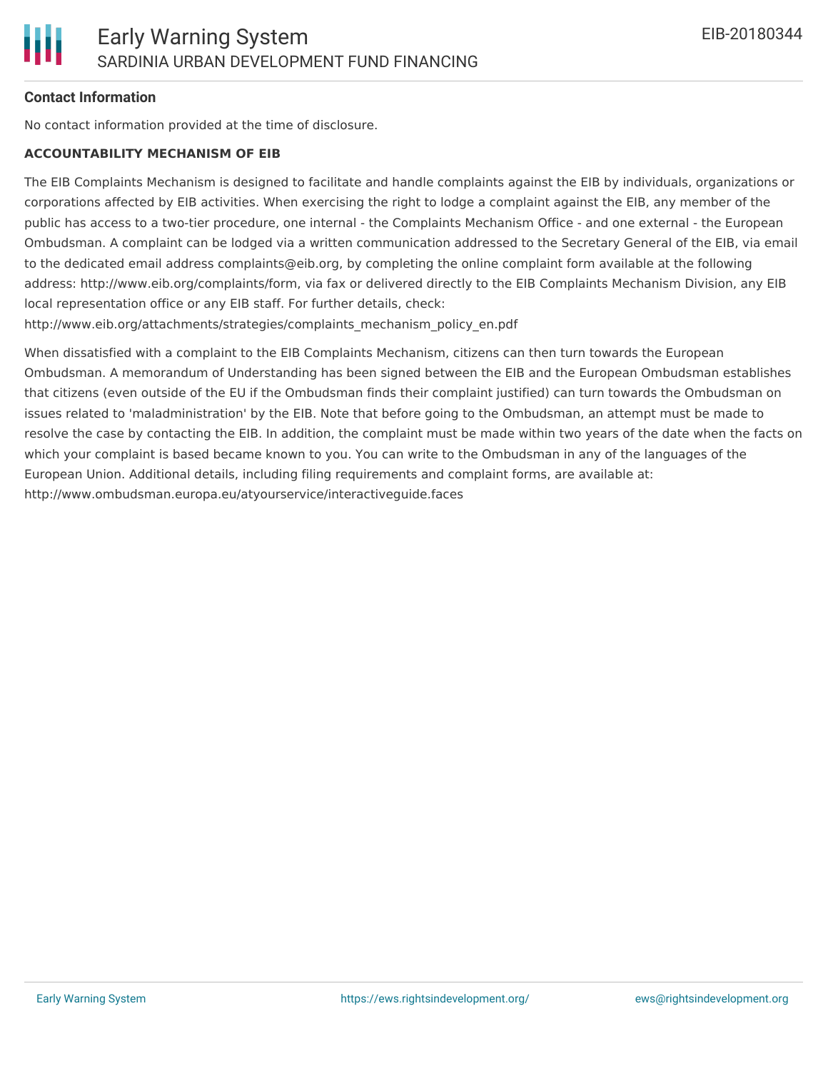**Contact Information**

No contact information provided at the time of disclosure.

**ACCOUNTABILITY MECHANISM OF EIB**

The EIB Complaints Mechanism is designed to facilitate and handle complaints against the EIB by individuals, organizations or corporations affected by EIB activities. When exercising the right to lodge a complaint against the EIB, any member of the public has access to a two-tier procedure, one internal - the Complaints Mechanism Office - and one external - the European Ombudsman. A complaint can be lodged via a written communication addressed to the Secretary General of the EIB, via email to the dedicated email address complaints@eib.org, by completing the online complaint form available at the following address: http://www.eib.org/complaints/form, via fax or delivered directly to the EIB Complaints Mechanism Division, any EIB local representation office or any EIB staff. For further details, check: http://www.eib.org/attachments/strategies/complaints_mechanism_policy_en.pdf

When dissatisfied with a complaint to the EIB Complaints Mechanism, citizens can then turn towards the European Ombudsman. A memorandum of Understanding has been signed between the EIB and the European Ombudsman establishes that citizens (even outside of the EU if the Ombudsman finds their complaint justified) can turn towards the Ombudsman on issues related to 'maladministration' by the EIB. Note that before going to the Ombudsman, an attempt must be made to resolve the case by contacting the EIB. In addition, the complaint must be made within two years of the date when the facts on which your complaint is based became known to you. You can write to the Ombudsman in any of the languages of the European Union. Additional details, including filing requirements and complaint forms, are available at: http://www.ombudsman.europa.eu/atyourservice/interactiveguide.faces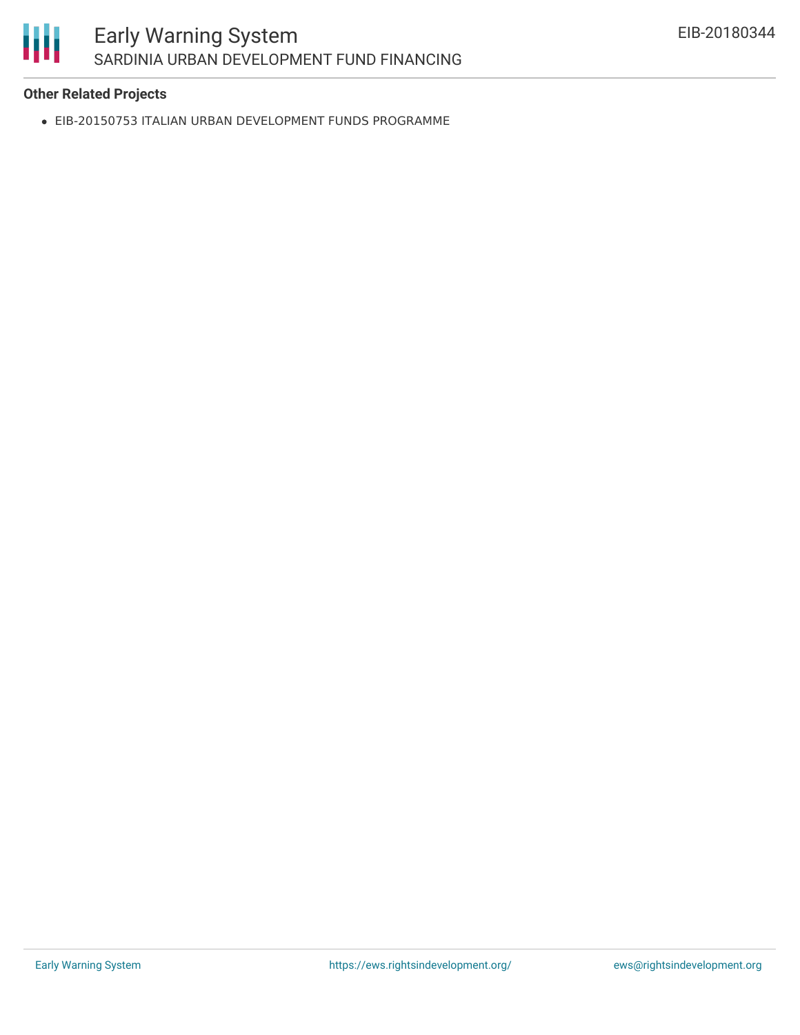### Other Related Projects

- EIB-20150753 ITALIAN URBAN DEVELOPMENT FUNDS PROGRAMME